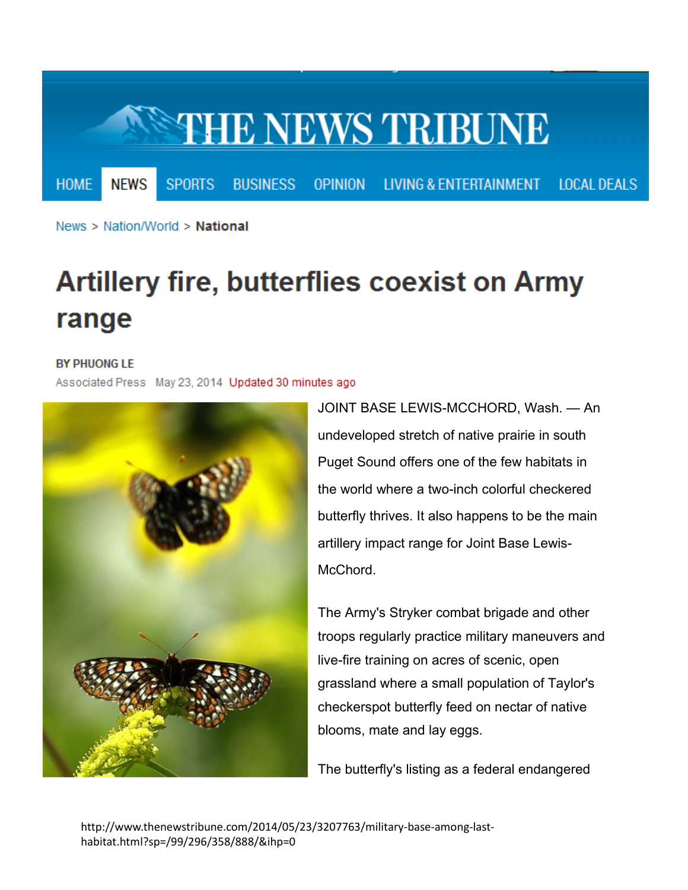THE NEWS TRIBUNE

HOME NEWS SPORTS BUSINESS OPINION LIVING & ENTERTAINMENT LOCAL DEALS

News > Nation/World > **National**

# Artillery fire, butterflies coexist on Army range

**BY PHUONG LE**

Associated Press May 23, 2014 Updated 30 minutes ago

JOINT BASE LEWIS-MCCHORD, Wash. — An undeveloped stretch of native prairie in south Puget Sound offers one of the few habitats in the world where a two-inch colorful checkered butterfly thrives. It also happens to be the main artillery impact range for Joint Base Lewis-McChord.

The Army's Stryker combat brigade and other troops regularly practice military maneuvers and live-fire training on acres of scenic, open grassland where a small population of Taylor's checkerspot butterfly feed on nectar of native blooms, mate and lay eggs.

The butterfly's listing as a federal endangered

http://www.thenewstribune.com/2014/05/23/3207763/military-base-among-last-habitat.html?sp=/99/296/358/888/&ihp=0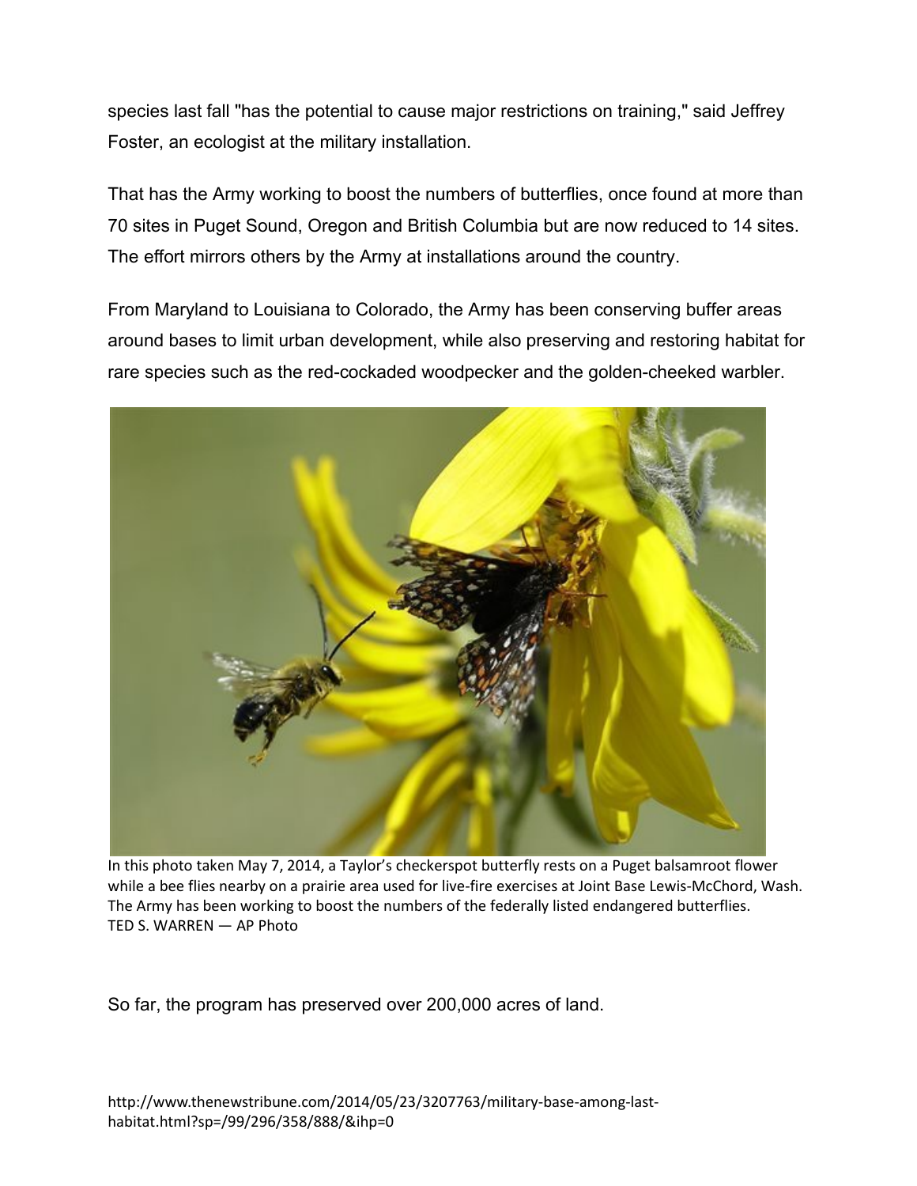species last fall "has the potential to cause major restrictions on training," said Jeffrey Foster, an ecologist at the military installation.

That has the Army working to boost the numbers of butterflies, once found at more than 70 sites in Puget Sound, Oregon and British Columbia but are now reduced to 14 sites. The effort mirrors others by the Army at installations around the country.

From Maryland to Louisiana to Colorado, the Army has been conserving buffer areas around bases to limit urban development, while also preserving and restoring habitat for rare species such as the red-cockaded woodpecker and the golden-cheeked warbler.

In this photo taken May 7, 2014, a Taylor's checkerspot butterfly rests on a Puget balsamroot flower while a bee flies nearby on a prairie area used for live-fire exercises at Joint Base Lewis-McChord, Wash. The Army has been working to boost the numbers of the federally listed endangered butterflies.
TED S. WARREN — AP Photo

So far, the program has preserved over 200,000 acres of land.

http://www.thenewstribune.com/2014/05/23/3207763/military-base-among-last-habitat.html?sp=/99/296/358/888/&ihp=0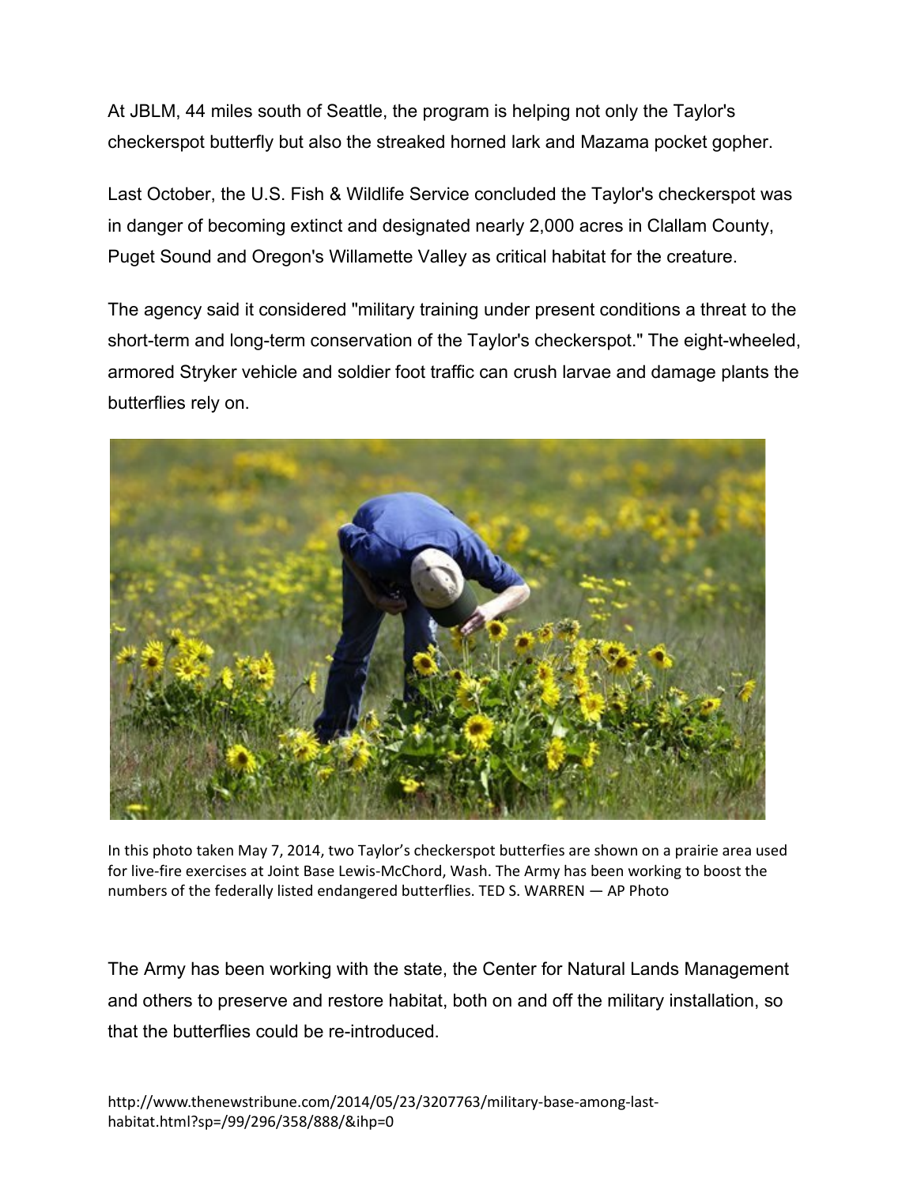At JBLM, 44 miles south of Seattle, the program is helping not only the Taylor's checkerspot butterfly but also the streaked horned lark and Mazama pocket gopher.

Last October, the U.S. Fish & Wildlife Service concluded the Taylor's checkerspot was in danger of becoming extinct and designated nearly 2,000 acres in Clallam County, Puget Sound and Oregon's Willamette Valley as critical habitat for the creature.

The agency said it considered "military training under present conditions a threat to the short-term and long-term conservation of the Taylor's checkerspot." The eight-wheeled, armored Stryker vehicle and soldier foot traffic can crush larvae and damage plants the butterflies rely on.

In this photo taken May 7, 2014, two Taylor's checkerspot butterflies are shown on a prairie area used for live-fire exercises at Joint Base Lewis-McChord, Wash. The Army has been working to boost the numbers of the federally listed endangered butterflies. TED S. WARREN — AP Photo

The Army has been working with the state, the Center for Natural Lands Management and others to preserve and restore habitat, both on and off the military installation, so that the butterflies could be re-introduced.

http://www.thenewstribune.com/2014/05/23/3207763/military-base-among-last-habitat.html?sp=/99/296/358/888/&ihp=0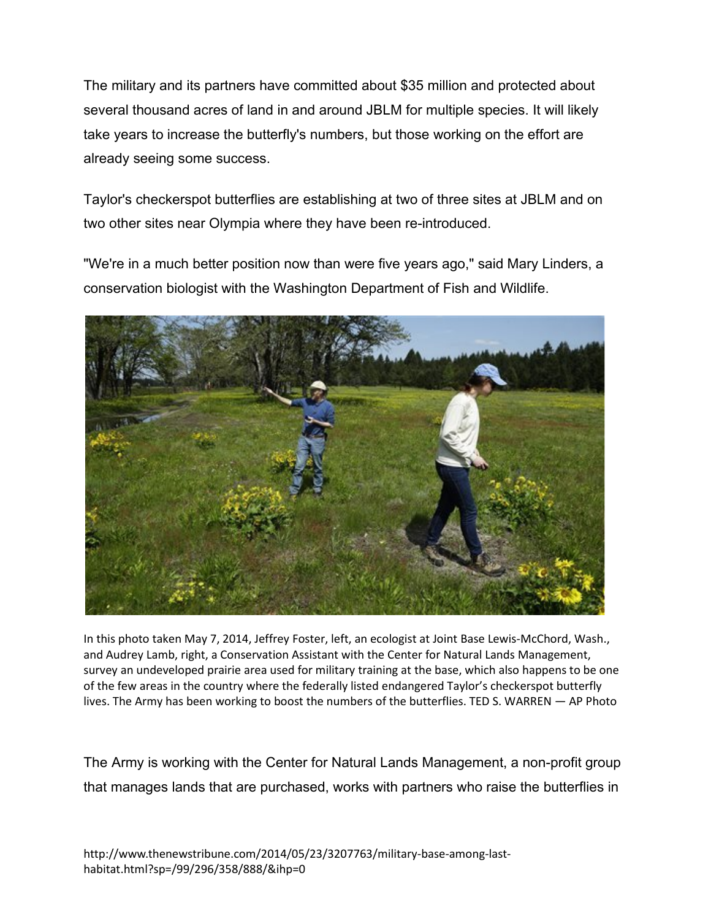The military and its partners have committed about $35 million and protected about several thousand acres of land in and around JBLM for multiple species. It will likely take years to increase the butterfly's numbers, but those working on the effort are already seeing some success.

Taylor's checkerspot butterflies are establishing at two of three sites at JBLM and on two other sites near Olympia where they have been re-introduced.

"We're in a much better position now than were five years ago," said Mary Linders, a conservation biologist with the Washington Department of Fish and Wildlife.

In this photo taken May 7, 2014, Jeffrey Foster, left, an ecologist at Joint Base Lewis-McChord, Wash., and Audrey Lamb, right, a Conservation Assistant with the Center for Natural Lands Management, survey an undeveloped prairie area used for military training at the base, which also happens to be one of the few areas in the country where the federally listed endangered Taylor's checkerspot butterfly lives. The Army has been working to boost the numbers of the butterflies. TED S. WARREN — AP Photo

The Army is working with the Center for Natural Lands Management, a non-profit group that manages lands that are purchased, works with partners who raise the butterflies in

http://www.thenewstribune.com/2014/05/23/3207763/military-base-among-last-habitat.html?sp=/99/296/358/888/&ihp=0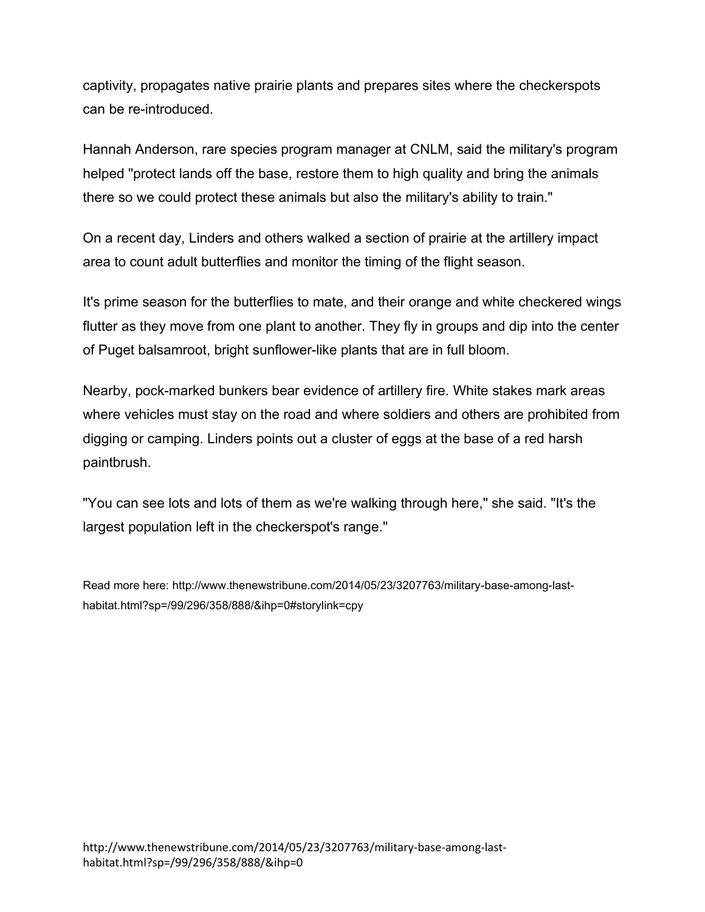captivity, propagates native prairie plants and prepares sites where the checkerspots can be re-introduced.

Hannah Anderson, rare species program manager at CNLM, said the military's program helped "protect lands off the base, restore them to high quality and bring the animals there so we could protect these animals but also the military's ability to train."

On a recent day, Linders and others walked a section of prairie at the artillery impact area to count adult butterflies and monitor the timing of the flight season.

It's prime season for the butterflies to mate, and their orange and white checkered wings flutter as they move from one plant to another. They fly in groups and dip into the center of Puget balsamroot, bright sunflower-like plants that are in full bloom.

Nearby, pock-marked bunkers bear evidence of artillery fire. White stakes mark areas where vehicles must stay on the road and where soldiers and others are prohibited from digging or camping. Linders points out a cluster of eggs at the base of a red harsh paintbrush.

"You can see lots and lots of them as we're walking through here," she said. "It's the largest population left in the checkerspot's range."

Read more here: http://www.thenewstribune.com/2014/05/23/3207763/military-base-among-last-habitat.html?sp=/99/296/358/888/&ihp=0#storylink=cpy